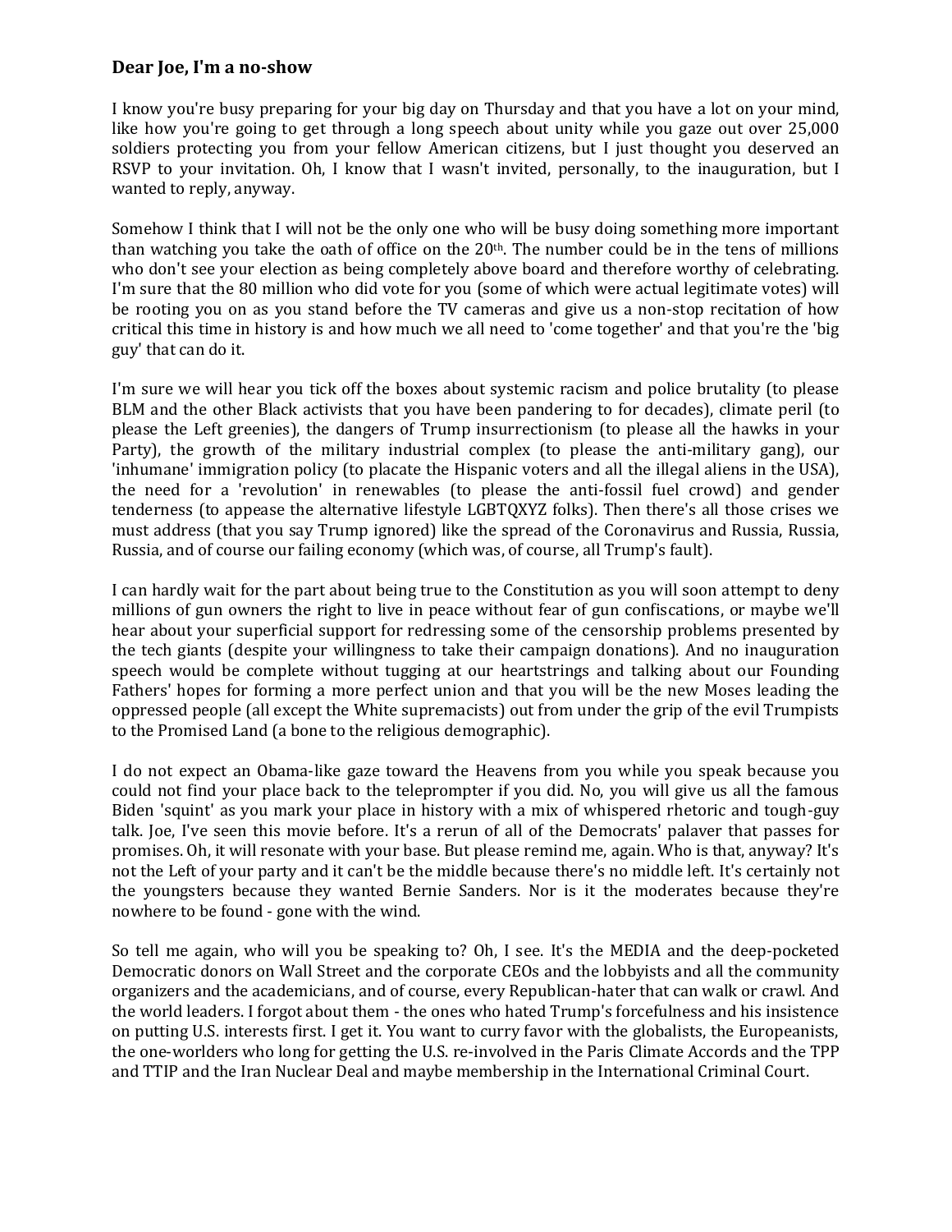## Dear Joe, I'm a no-show

I know you're busy preparing for your big day on Thursday and that you have a lot on your mind, like how you're going to get through a long speech about unity while you gaze out over 25,000 soldiers protecting you from your fellow American citizens, but I just thought you deserved an RSVP to your invitation. Oh, I know that I wasn't invited, personally, to the inauguration, but I wanted to reply, anyway.

Somehow I think that I will not be the only one who will be busy doing something more important than watching you take the oath of office on the 20th. The number could be in the tens of millions who don't see your election as being completely above board and therefore worthy of celebrating. I'm sure that the 80 million who did vote for you (some of which were actual legitimate votes) will be rooting you on as you stand before the TV cameras and give us a non-stop recitation of how critical this time in history is and how much we all need to 'come together' and that you're the 'big guy' that can do it.

I'm sure we will hear you tick off the boxes about systemic racism and police brutality (to please BLM and the other Black activists that you have been pandering to for decades), climate peril (to please the Left greenies), the dangers of Trump insurrectionism (to please all the hawks in your Party), the growth of the military industrial complex (to please the anti-military gang), our 'inhumane' immigration policy (to placate the Hispanic voters and all the illegal aliens in the USA), the need for a 'revolution' in renewables (to please the anti-fossil fuel crowd) and gender tenderness (to appease the alternative lifestyle LGBTQXYZ folks). Then there's all those crises we must address (that you say Trump ignored) like the spread of the Coronavirus and Russia, Russia, Russia, and of course our failing economy (which was, of course, all Trump's fault).

I can hardly wait for the part about being true to the Constitution as you will soon attempt to deny millions of gun owners the right to live in peace without fear of gun confiscations, or maybe we'll hear about your superficial support for redressing some of the censorship problems presented by the tech giants (despite your willingness to take their campaign donations). And no inauguration speech would be complete without tugging at our heartstrings and talking about our Founding Fathers' hopes for forming a more perfect union and that you will be the new Moses leading the oppressed people (all except the White supremacists) out from under the grip of the evil Trumpists to the Promised Land (a bone to the religious demographic).

I do not expect an Obama-like gaze toward the Heavens from you while you speak because you could not find your place back to the teleprompter if you did. No, you will give us all the famous Biden 'squint' as you mark your place in history with a mix of whispered rhetoric and tough-guy talk. Joe, I've seen this movie before. It's a rerun of all of the Democrats' palaver that passes for promises. Oh, it will resonate with your base. But please remind me, again. Who is that, anyway? It's not the Left of your party and it can't be the middle because there's no middle left. It's certainly not the youngsters because they wanted Bernie Sanders. Nor is it the moderates because they're nowhere to be found - gone with the wind.

So tell me again, who will you be speaking to? Oh, I see. It's the MEDIA and the deep-pocketed Democratic donors on Wall Street and the corporate CEOs and the lobbyists and all the community organizers and the academicians, and of course, every Republican-hater that can walk or crawl. And the world leaders. I forgot about them - the ones who hated Trump's forcefulness and his insistence on putting U.S. interests first. I get it. You want to curry favor with the globalists, the Europeanists, the one-worlders who long for getting the U.S. re-involved in the Paris Climate Accords and the TPP and TTIP and the Iran Nuclear Deal and maybe membership in the International Criminal Court.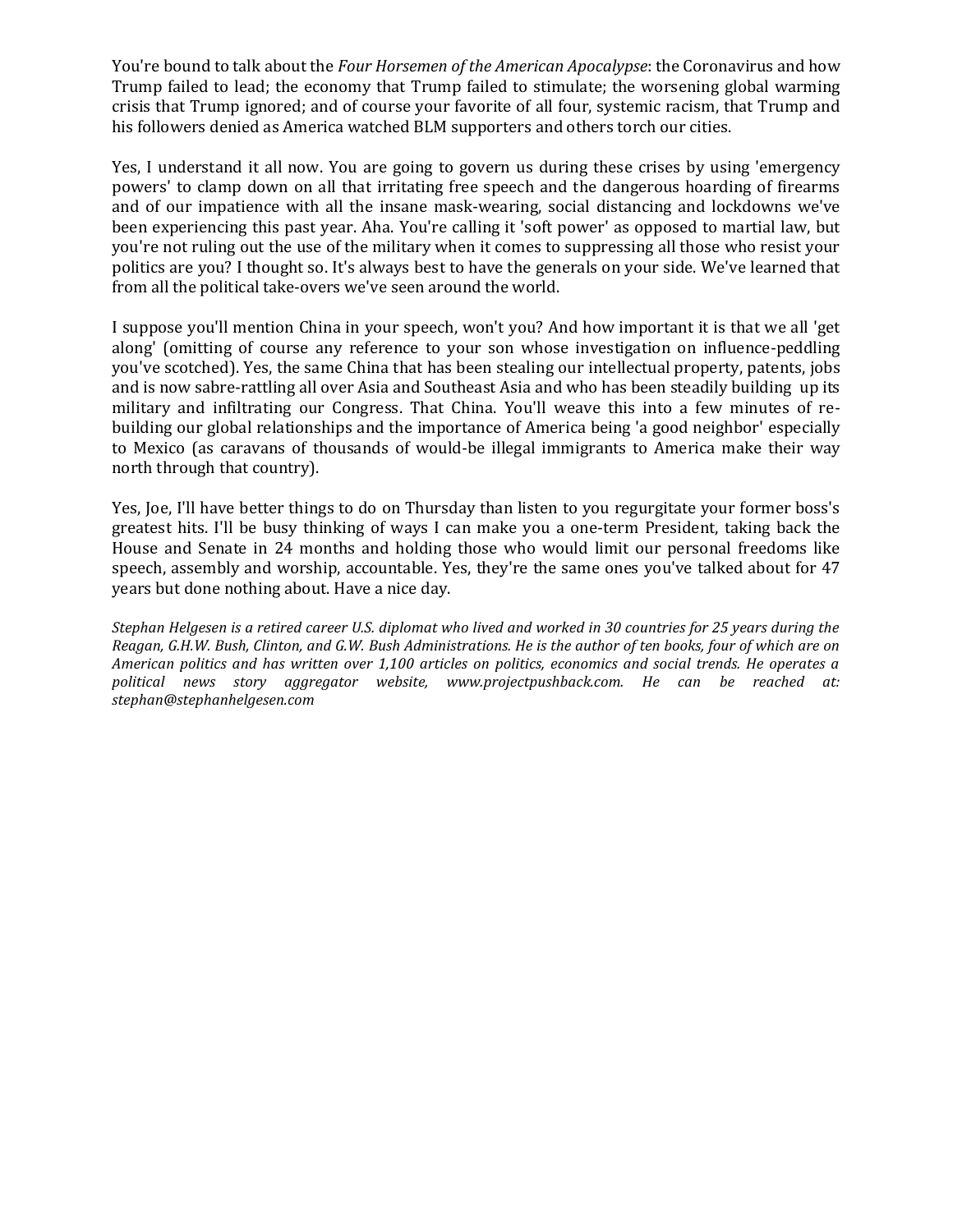You're bound to talk about the *Four Horsemen of the American Apocalypse*: the Coronavirus and how Trump failed to lead; the economy that Trump failed to stimulate; the worsening global warming crisis that Trump ignored; and of course your favorite of all four, systemic racism, that Trump and his followers denied as America watched BLM supporters and others torch our cities.

Yes, I understand it all now. You are going to govern us during these crises by using 'emergency powers' to clamp down on all that irritating free speech and the dangerous hoarding of firearms and of our impatience with all the insane mask-wearing, social distancing and lockdowns we've been experiencing this past year. Aha. You're calling it 'soft power' as opposed to martial law, but you're not ruling out the use of the military when it comes to suppressing all those who resist your politics are you? I thought so. It's always best to have the generals on your side. We've learned that from all the political take-overs we've seen around the world.

I suppose you'll mention China in your speech, won't you? And how important it is that we all 'get along' (omitting of course any reference to your son whose investigation on influence-peddling you've scotched). Yes, the same China that has been stealing our intellectual property, patents, jobs and is now sabre-rattling all over Asia and Southeast Asia and who has been steadily building up its military and infiltrating our Congress. That China. You'll weave this into a few minutes of re-building our global relationships and the importance of America being 'a good neighbor' especially to Mexico (as caravans of thousands of would-be illegal immigrants to America make their way north through that country).

Yes, Joe, I'll have better things to do on Thursday than listen to you regurgitate your former boss's greatest hits. I'll be busy thinking of ways I can make you a one-term President, taking back the House and Senate in 24 months and holding those who would limit our personal freedoms like speech, assembly and worship, accountable. Yes, they're the same ones you've talked about for 47 years but done nothing about. Have a nice day.

*Stephan Helgesen is a retired career U.S. diplomat who lived and worked in 30 countries for 25 years during the Reagan, G.H.W. Bush, Clinton, and G.W. Bush Administrations. He is the author of ten books, four of which are on American politics and has written over 1,100 articles on politics, economics and social trends. He operates a political news story aggregator website, www.projectpushback.com. He can be reached at: stephan@stephanhelgesen.com*